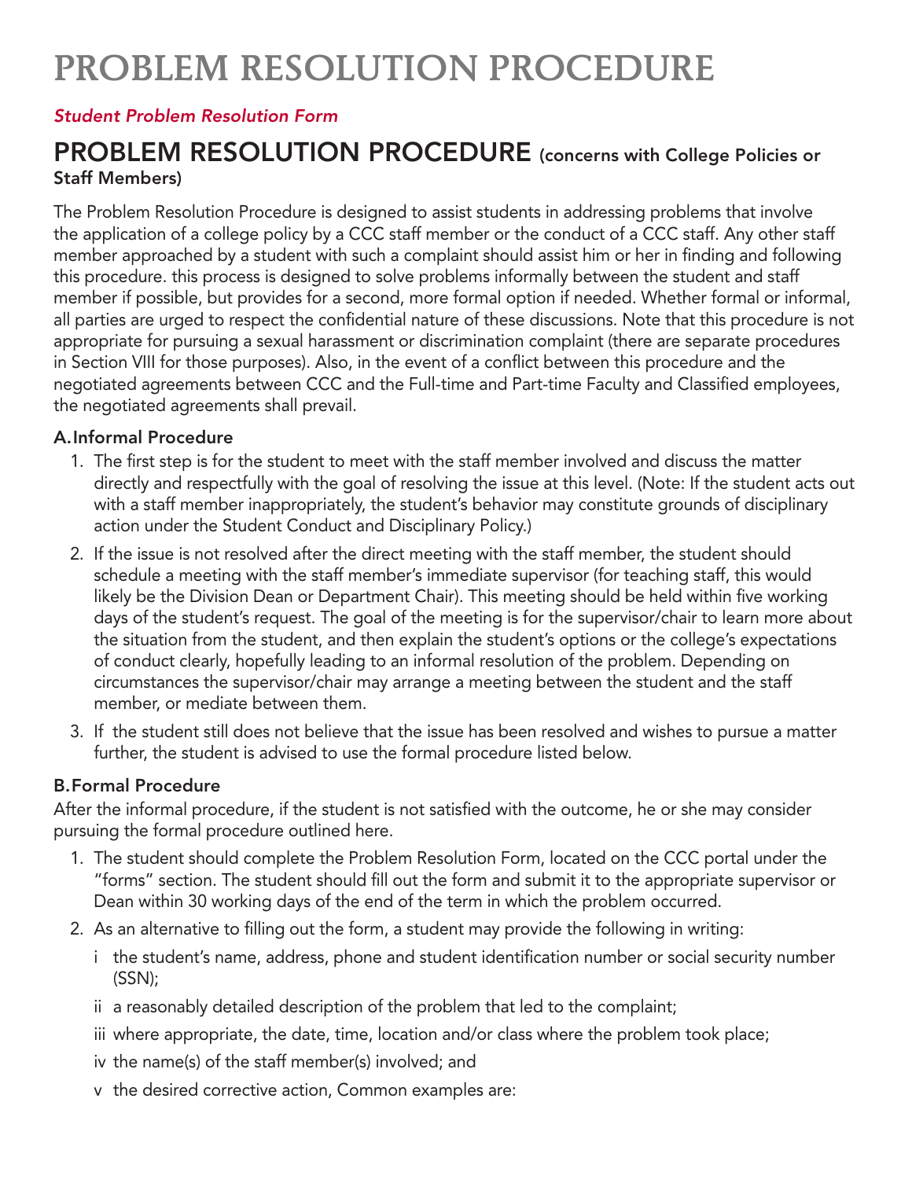# PROBLEM RESOLUTION PROCEDURE

*Student Problem Resolution Form*

## PROBLEM RESOLUTION PROCEDURE (concerns with College Policies or Staff Members)

The Problem Resolution Procedure is designed to assist students in addressing problems that involve the application of a college policy by a CCC staff member or the conduct of a CCC staff. Any other staff member approached by a student with such a complaint should assist him or her in finding and following this procedure. this process is designed to solve problems informally between the student and staff member if possible, but provides for a second, more formal option if needed. Whether formal or informal, all parties are urged to respect the confidential nature of these discussions. Note that this procedure is not appropriate for pursuing a sexual harassment or discrimination complaint (there are separate procedures in Section VIII for those purposes). Also, in the event of a conflict between this procedure and the negotiated agreements between CCC and the Full-time and Part-time Faculty and Classified employees, the negotiated agreements shall prevail.

### A. Informal Procedure

1. The first step is for the student to meet with the staff member involved and discuss the matter directly and respectfully with the goal of resolving the issue at this level. (Note: If the student acts out with a staff member inappropriately, the student's behavior may constitute grounds of disciplinary action under the Student Conduct and Disciplinary Policy.)
2. If the issue is not resolved after the direct meeting with the staff member, the student should schedule a meeting with the staff member's immediate supervisor (for teaching staff, this would likely be the Division Dean or Department Chair). This meeting should be held within five working days of the student's request. The goal of the meeting is for the supervisor/chair to learn more about the situation from the student, and then explain the student's options or the college's expectations of conduct clearly, hopefully leading to an informal resolution of the problem. Depending on circumstances the supervisor/chair may arrange a meeting between the student and the staff member, or mediate between them.
3. If the student still does not believe that the issue has been resolved and wishes to pursue a matter further, the student is advised to use the formal procedure listed below.

### B. Formal Procedure

After the informal procedure, if the student is not satisfied with the outcome, he or she may consider pursuing the formal procedure outlined here.

1. The student should complete the Problem Resolution Form, located on the CCC portal under the "forms" section. The student should fill out the form and submit it to the appropriate supervisor or Dean within 30 working days of the end of the term in which the problem occurred.
2. As an alternative to filling out the form, a student may provide the following in writing:
   - i the student's name, address, phone and student identification number or social security number (SSN);
   - ii a reasonably detailed description of the problem that led to the complaint;
   - iii where appropriate, the date, time, location and/or class where the problem took place;
   - iv the name(s) of the staff member(s) involved; and
   - v the desired corrective action, Common examples are: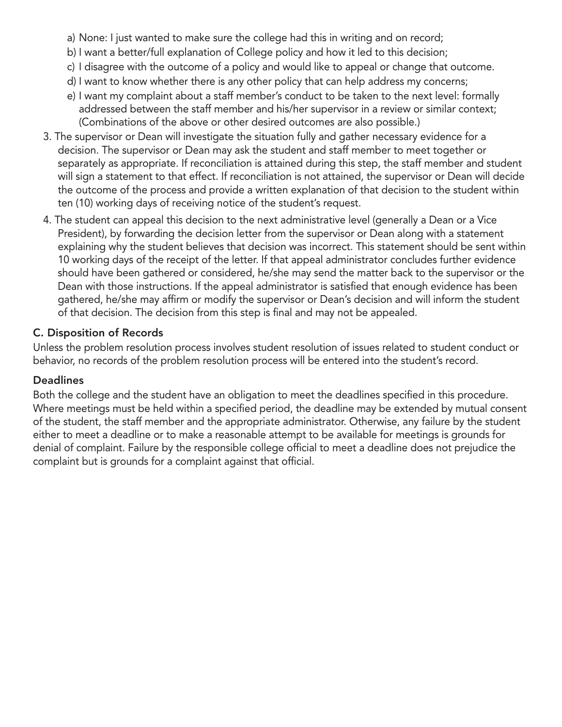a) None: I just wanted to make sure the college had this in writing and on record;
   b) I want a better/full explanation of College policy and how it led to this decision;
   c) I disagree with the outcome of a policy and would like to appeal or change that outcome.
   d) I want to know whether there is any other policy that can help address my concerns;
   e) I want my complaint about a staff member's conduct to be taken to the next level: formally addressed between the staff member and his/her supervisor in a review or similar context; (Combinations of the above or other desired outcomes are also possible.)

3. The supervisor or Dean will investigate the situation fully and gather necessary evidence for a decision. The supervisor or Dean may ask the student and staff member to meet together or separately as appropriate. If reconciliation is attained during this step, the staff member and student will sign a statement to that effect. If reconciliation is not attained, the supervisor or Dean will decide the outcome of the process and provide a written explanation of that decision to the student within ten (10) working days of receiving notice of the student's request.
4. The student can appeal this decision to the next administrative level (generally a Dean or a Vice President), by forwarding the decision letter from the supervisor or Dean along with a statement explaining why the student believes that decision was incorrect. This statement should be sent within 10 working days of the receipt of the letter. If that appeal administrator concludes further evidence should have been gathered or considered, he/she may send the matter back to the supervisor or the Dean with those instructions. If the appeal administrator is satisfied that enough evidence has been gathered, he/she may affirm or modify the supervisor or Dean's decision and will inform the student of that decision. The decision from this step is final and may not be appealed.

### C. Disposition of Records

Unless the problem resolution process involves student resolution of issues related to student conduct or behavior, no records of the problem resolution process will be entered into the student's record.

### Deadlines

Both the college and the student have an obligation to meet the deadlines specified in this procedure. Where meetings must be held within a specified period, the deadline may be extended by mutual consent of the student, the staff member and the appropriate administrator. Otherwise, any failure by the student either to meet a deadline or to make a reasonable attempt to be available for meetings is grounds for denial of complaint. Failure by the responsible college official to meet a deadline does not prejudice the complaint but is grounds for a complaint against that official.